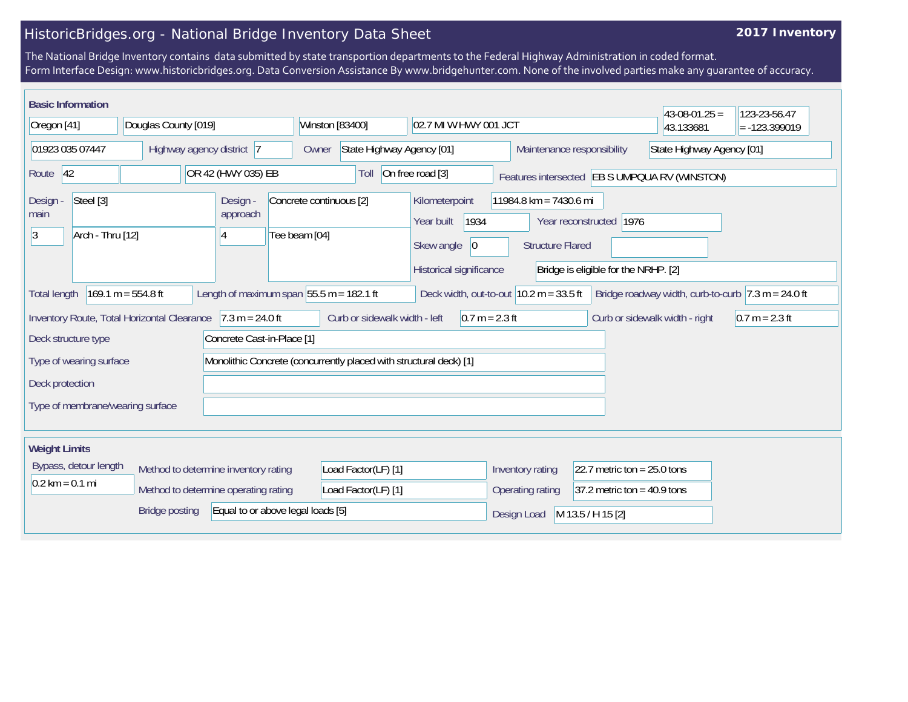# HistoricBridges.org - National Bridge Inventory Data Sheet

**2017 Inventory**

The National Bridge Inventory contains data submitted by state transportion departments to the Federal Highway Administration in coded format.
Form Interface Design: www.historicbridges.org. Data Conversion Assistance By www.bridgehunter.com. None of the involved parties make any guarantee of accuracy.

## Basic Information

| Field | Value |
|---|---|
| State | Oregon [41] |
| County | Douglas County [019] |
| Place | Winston [83400] |
| Location | 02.7 MI W HWY 001 JCT |
| Latitude | 43-08-01.25 = 43.133681 |
| Longitude | 123-23-56.47 = -123.399019 |
| Structure Number | 01923 035 07447 |
| Highway agency district | 7 |
| Owner | State Highway Agency [01] |
| Maintenance responsibility | State Highway Agency [01] |
| Route | 42 |
| Facility carried | OR 42 (HWY 035) EB |
| Toll | On free road [3] |
| Features intersected | EB S UMPQUA RV (WINSTON) |
| Design - main | 3 Steel [3] / 12 Arch - Thru [12] |
| Design - approach | 2 Concrete continuous [2] / 4 Tee beam [04] |
| Kilometerpoint | 11984.8 km = 7430.6 mi |
| Year built | 1934 |
| Year reconstructed | 1976 |
| Skew angle | 0 |
| Structure Flared | |
| Historical significance | Bridge is eligible for the NRHP. [2] |
| Total length | 169.1 m = 554.8 ft |
| Length of maximum span | 55.5 m = 182.1 ft |
| Deck width, out-to-out | 10.2 m = 33.5 ft |
| Bridge roadway width, curb-to-curb | 7.3 m = 24.0 ft |
| Inventory Route, Total Horizontal Clearance | 7.3 m = 24.0 ft |
| Curb or sidewalk width - left | 0.7 m = 2.3 ft |
| Curb or sidewalk width - right | 0.7 m = 2.3 ft |
| Deck structure type | Concrete Cast-in-Place [1] |
| Type of wearing surface | Monolithic Concrete (concurrently placed with structural deck) [1] |
| Deck protection | |
| Type of membrane/wearing surface | |

## Weight Limits

| Field | Value |
|---|---|
| Bypass, detour length | 0.2 km = 0.1 mi |
| Method to determine inventory rating | Load Factor(LF) [1] |
| Method to determine operating rating | Load Factor(LF) [1] |
| Bridge posting | Equal to or above legal loads [5] |
| Inventory rating | 22.7 metric ton = 25.0 tons |
| Operating rating | 37.2 metric ton = 40.9 tons |
| Design Load | M 13.5 / H 15 [2] |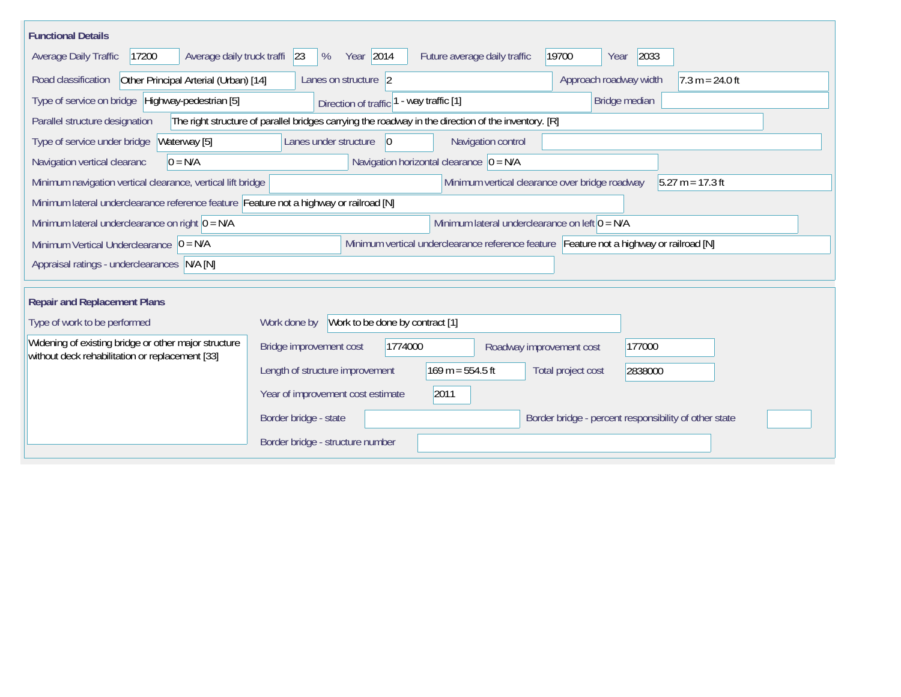## Functional Details

| Field | Value |
|---|---|
| Average Daily Traffic | 17200 |
| Average daily truck traffi | 23 % |
| Year | 2014 |
| Future average daily traffic | 19700 |
| Year | 2033 |
| Road classification | Other Principal Arterial (Urban) [14] |
| Lanes on structure | 2 |
| Approach roadway width | 7.3 m = 24.0 ft |
| Type of service on bridge | Highway-pedestrian [5] |
| Direction of traffic | 1 - way traffic [1] |
| Bridge median | |
| Parallel structure designation | The right structure of parallel bridges carrying the roadway in the direction of the inventory. [R] |
| Type of service under bridge | Waterway [5] |
| Lanes under structure | 0 |
| Navigation control | |
| Navigation vertical clearanc | 0 = N/A |
| Navigation horizontal clearance | 0 = N/A |
| Minimum navigation vertical clearance, vertical lift bridge | |
| Minimum vertical clearance over bridge roadway | 5.27 m = 17.3 ft |
| Minimum lateral underclearance reference feature | Feature not a highway or railroad [N] |
| Minimum lateral underclearance on right | 0 = N/A |
| Minimum lateral underclearance on left | 0 = N/A |
| Minimum Vertical Underclearance | 0 = N/A |
| Minimum vertical underclearance reference feature | Feature not a highway or railroad [N] |
| Appraisal ratings - underclearances | N/A [N] |

## Repair and Replacement Plans

| Field | Value |
|---|---|
| Type of work to be performed | Widening of existing bridge or other major structure without deck rehabilitation or replacement [33] |
| Work done by | Work to be done by contract [1] |
| Bridge improvement cost | 1774000 |
| Roadway improvement cost | 177000 |
| Length of structure improvement | 169 m = 554.5 ft |
| Total project cost | 2838000 |
| Year of improvement cost estimate | 2011 |
| Border bridge - state | |
| Border bridge - percent responsibility of other state | |
| Border bridge - structure number | |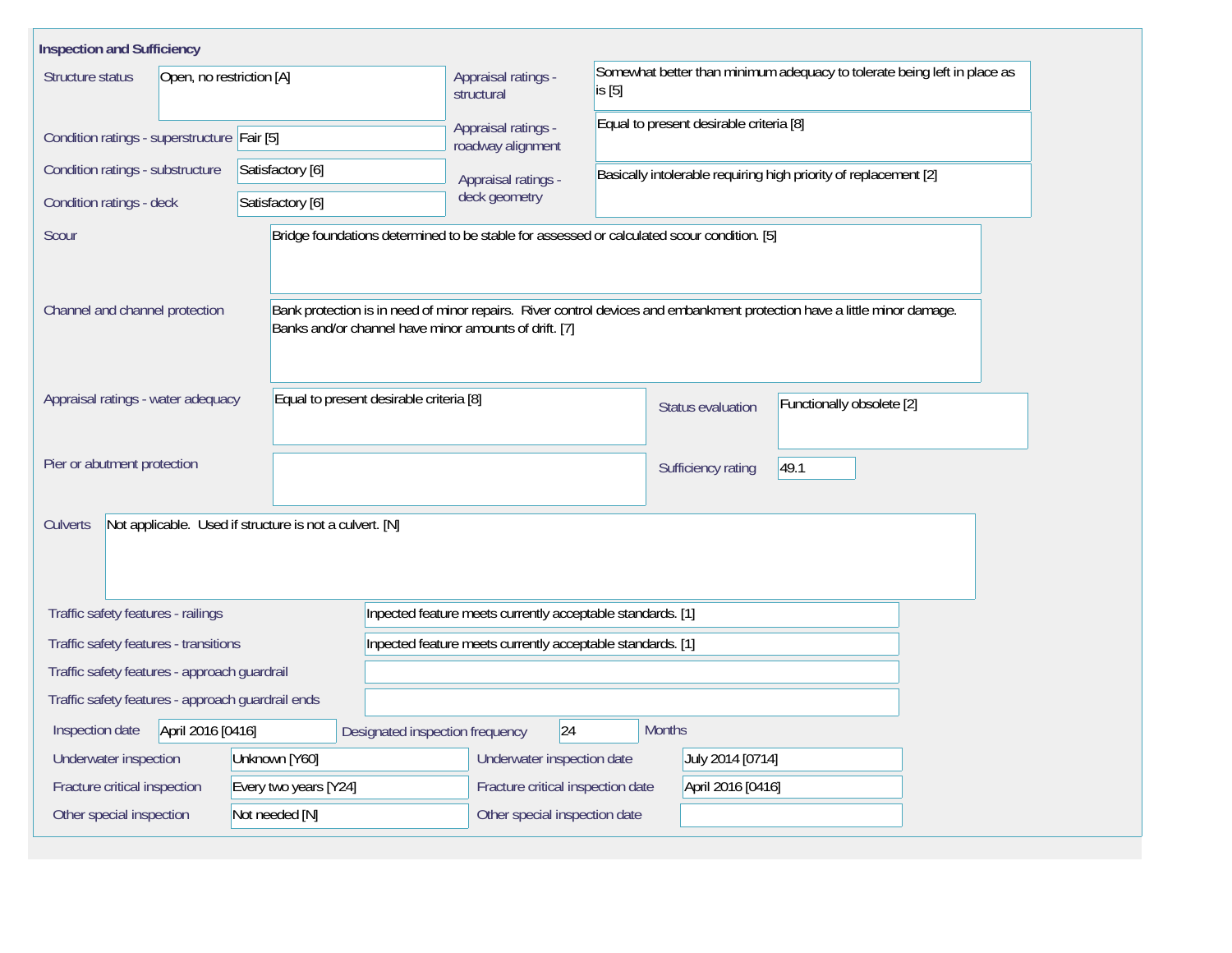## Inspection and Sufficiency

| | |
|---|---|
| Structure status | Open, no restriction [A] |
| Appraisal ratings - structural | Somewhat better than minimum adequacy to tolerate being left in place as is [5] |
| Condition ratings - superstructure | Fair [5] |
| Appraisal ratings - roadway alignment | Equal to present desirable criteria [8] |
| Condition ratings - substructure | Satisfactory [6] |
| Appraisal ratings - deck geometry | Basically intolerable requiring high priority of replacement [2] |
| Condition ratings - deck | Satisfactory [6] |
| Scour | Bridge foundations determined to be stable for assessed or calculated scour condition. [5] |
| Channel and channel protection | Bank protection is in need of minor repairs. River control devices and embankment protection have a little minor damage. Banks and/or channel have minor amounts of drift. [7] |
| Appraisal ratings - water adequacy | Equal to present desirable criteria [8] |
| Status evaluation | Functionally obsolete [2] |
| Pier or abutment protection | |
| Sufficiency rating | 49.1 |
| Culverts | Not applicable. Used if structure is not a culvert. [N] |
| Traffic safety features - railings | Inpected feature meets currently acceptable standards. [1] |
| Traffic safety features - transitions | Inpected feature meets currently acceptable standards. [1] |
| Traffic safety features - approach guardrail | |
| Traffic safety features - approach guardrail ends | |
| Inspection date | April 2016 [0416] |
| Designated inspection frequency | 24 Months |
| Underwater inspection | Unknown [Y60] |
| Underwater inspection date | July 2014 [0714] |
| Fracture critical inspection | Every two years [Y24] |
| Fracture critical inspection date | April 2016 [0416] |
| Other special inspection | Not needed [N] |
| Other special inspection date | |